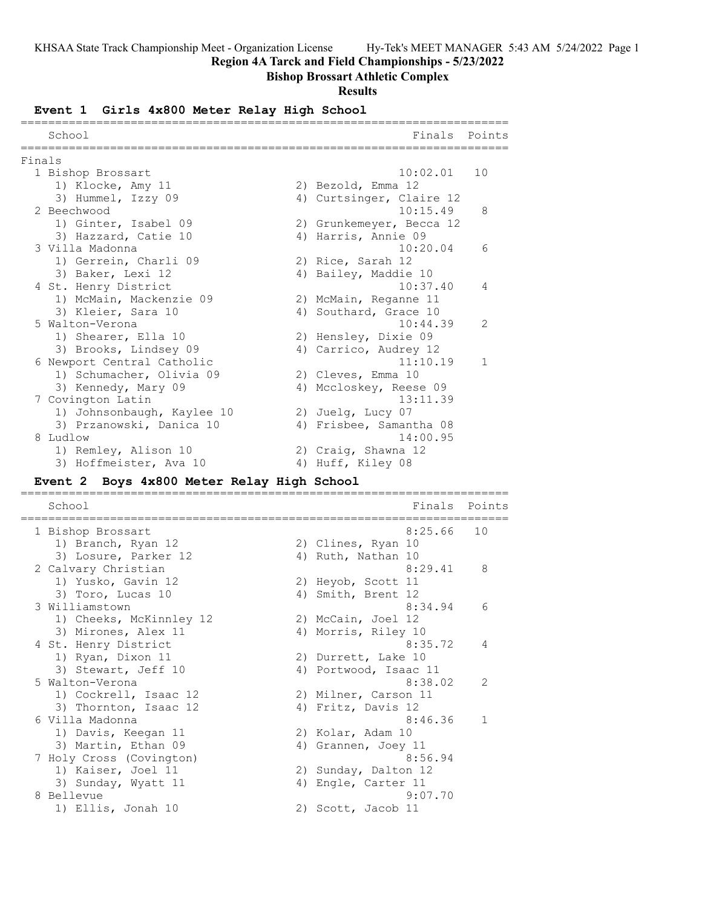# Region 4A Tarck and Field Championships - 5/23/2022

## Bishop Brossart Athletic Complex

## Results

### Event 1 Girls 4x800 Meter Relay High School

**Finals**

| Place | School | Finals | Points |
|---|---|---|---|
| 1 | Bishop Brossart | 10:02.01 | 10 |
| | 1) Klocke, Amy 11; 2) Bezold, Emma 12; 3) Hummel, Izzy 09; 4) Curtsinger, Claire 12 | | |
| 2 | Beechwood | 10:15.49 | 8 |
| | 1) Ginter, Isabel 09; 2) Grunkemeyer, Becca 12; 3) Hazzard, Catie 10; 4) Harris, Annie 09 | | |
| 3 | Villa Madonna | 10:20.04 | 6 |
| | 1) Gerrein, Charli 09; 2) Rice, Sarah 12; 3) Baker, Lexi 12; 4) Bailey, Maddie 10 | | |
| 4 | St. Henry District | 10:37.40 | 4 |
| | 1) McMain, Mackenzie 09; 2) McMain, Reganne 11; 3) Kleier, Sara 10; 4) Southard, Grace 10 | | |
| 5 | Walton-Verona | 10:44.39 | 2 |
| | 1) Shearer, Ella 10; 2) Hensley, Dixie 09; 3) Brooks, Lindsey 09; 4) Carrico, Audrey 12 | | |
| 6 | Newport Central Catholic | 11:10.19 | 1 |
| | 1) Schumacher, Olivia 09; 2) Cleves, Emma 10; 3) Kennedy, Mary 09; 4) Mccloskey, Reese 09 | | |
| 7 | Covington Latin | 13:11.39 | |
| | 1) Johnsonbaugh, Kaylee 10; 2) Juelg, Lucy 07; 3) Przanowski, Danica 10; 4) Frisbee, Samantha 08 | | |
| 8 | Ludlow | 14:00.95 | |
| | 1) Remley, Alison 10; 2) Craig, Shawna 12; 3) Hoffmeister, Ava 10; 4) Huff, Kiley 08 | | |

### Event 2 Boys 4x800 Meter Relay High School

| Place | School | Finals | Points |
|---|---|---|---|
| 1 | Bishop Brossart | 8:25.66 | 10 |
| | 1) Branch, Ryan 12; 2) Clines, Ryan 10; 3) Losure, Parker 12; 4) Ruth, Nathan 10 | | |
| 2 | Calvary Christian | 8:29.41 | 8 |
| | 1) Yusko, Gavin 12; 2) Heyob, Scott 11; 3) Toro, Lucas 10; 4) Smith, Brent 12 | | |
| 3 | Williamstown | 8:34.94 | 6 |
| | 1) Cheeks, McKinnley 12; 2) McCain, Joel 12; 3) Mirones, Alex 11; 4) Morris, Riley 10 | | |
| 4 | St. Henry District | 8:35.72 | 4 |
| | 1) Ryan, Dixon 11; 2) Durrett, Lake 10; 3) Stewart, Jeff 10; 4) Portwood, Isaac 11 | | |
| 5 | Walton-Verona | 8:38.02 | 2 |
| | 1) Cockrell, Isaac 12; 2) Milner, Carson 11; 3) Thornton, Isaac 12; 4) Fritz, Davis 12 | | |
| 6 | Villa Madonna | 8:46.36 | 1 |
| | 1) Davis, Keegan 11; 2) Kolar, Adam 10; 3) Martin, Ethan 09; 4) Grannen, Joey 11 | | |
| 7 | Holy Cross (Covington) | 8:56.94 | |
| | 1) Kaiser, Joel 11; 2) Sunday, Dalton 12; 3) Sunday, Wyatt 11; 4) Engle, Carter 11 | | |
| 8 | Bellevue | 9:07.70 | |
| | 1) Ellis, Jonah 10; 2) Scott, Jacob 11 | | |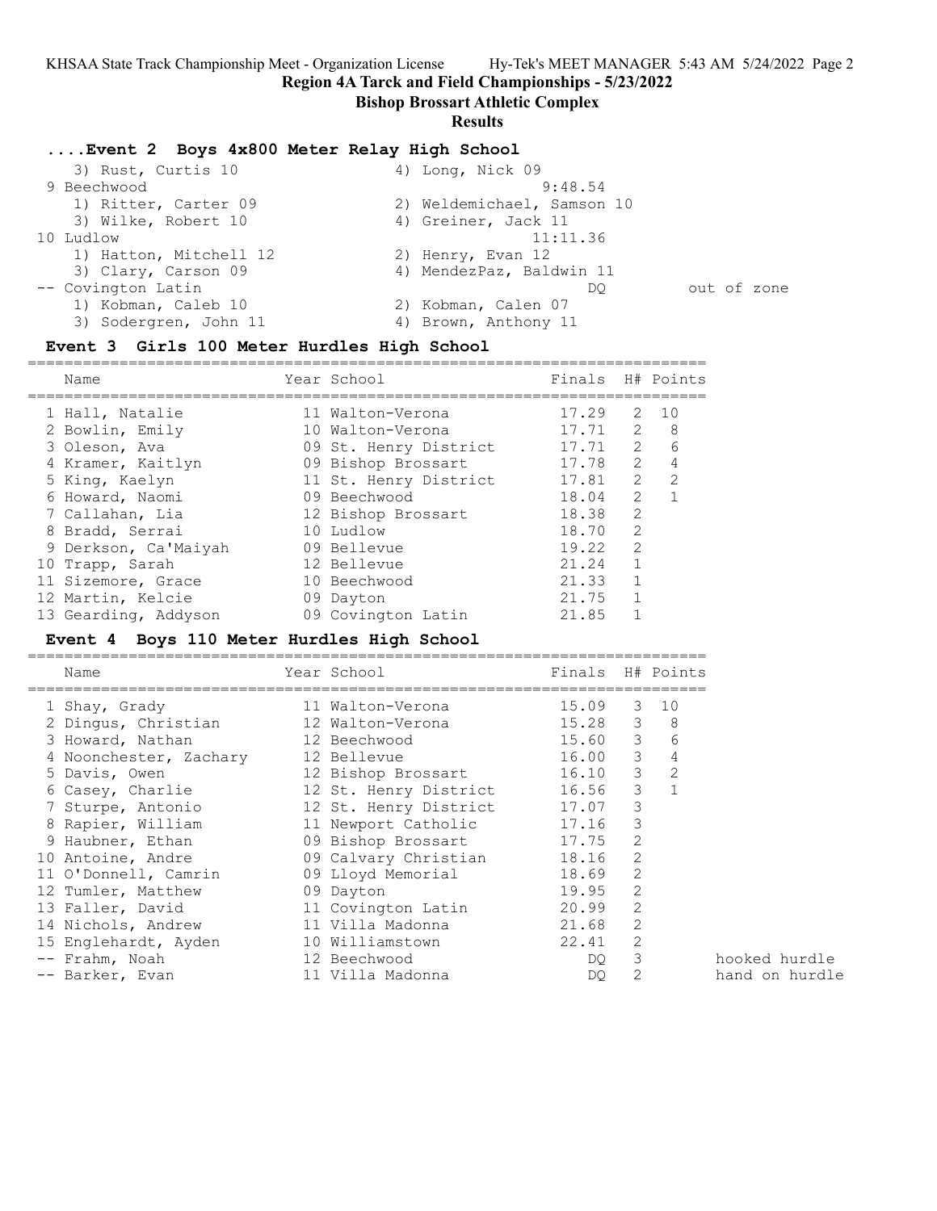**Region 4A Tarck and Field Championships - 5/23/2022**

**Bishop Brossart Athletic Complex**

**Results**

## ....Event 2 Boys 4x800 Meter Relay High School

| Place | School | | Finals | |
|---|---|---|---|---|
| | 3) Rust, Curtis 10 | 4) Long, Nick 09 | | |
| 9 | Beechwood | | 9:48.54 | |
| | 1) Ritter, Carter 09 | 2) Weldemichael, Samson 10 | | |
| | 3) Wilke, Robert 10 | 4) Greiner, Jack 11 | | |
| 10 | Ludlow | | 11:11.36 | |
| | 1) Hatton, Mitchell 12 | 2) Henry, Evan 12 | | |
| | 3) Clary, Carson 09 | 4) MendezPaz, Baldwin 11 | | |
| -- | Covington Latin | | DQ | out of zone |
| | 1) Kobman, Caleb 10 | 2) Kobman, Calen 07 | | |
| | 3) Sodergren, John 11 | 4) Brown, Anthony 11 | | |

## Event 3 Girls 100 Meter Hurdles High School

| | Name | Year | School | Finals | H# | Points |
|---|---|---|---|---|---|---|
| 1 | Hall, Natalie | 11 | Walton-Verona | 17.29 | 2 | 10 |
| 2 | Bowlin, Emily | 10 | Walton-Verona | 17.71 | 2 | 8 |
| 3 | Oleson, Ava | 09 | St. Henry District | 17.71 | 2 | 6 |
| 4 | Kramer, Kaitlyn | 09 | Bishop Brossart | 17.78 | 2 | 4 |
| 5 | King, Kaelyn | 11 | St. Henry District | 17.81 | 2 | 2 |
| 6 | Howard, Naomi | 09 | Beechwood | 18.04 | 2 | 1 |
| 7 | Callahan, Lia | 12 | Bishop Brossart | 18.38 | 2 | |
| 8 | Bradd, Serrai | 10 | Ludlow | 18.70 | 2 | |
| 9 | Derkson, Ca'Maiyah | 09 | Bellevue | 19.22 | 2 | |
| 10 | Trapp, Sarah | 12 | Bellevue | 21.24 | 1 | |
| 11 | Sizemore, Grace | 10 | Beechwood | 21.33 | 1 | |
| 12 | Martin, Kelcie | 09 | Dayton | 21.75 | 1 | |
| 13 | Gearding, Addyson | 09 | Covington Latin | 21.85 | 1 | |

## Event 4 Boys 110 Meter Hurdles High School

| | Name | Year | School | Finals | H# | Points | |
|---|---|---|---|---|---|---|---|
| 1 | Shay, Grady | 11 | Walton-Verona | 15.09 | 3 | 10 | |
| 2 | Dingus, Christian | 12 | Walton-Verona | 15.28 | 3 | 8 | |
| 3 | Howard, Nathan | 12 | Beechwood | 15.60 | 3 | 6 | |
| 4 | Noonchester, Zachary | 12 | Bellevue | 16.00 | 3 | 4 | |
| 5 | Davis, Owen | 12 | Bishop Brossart | 16.10 | 3 | 2 | |
| 6 | Casey, Charlie | 12 | St. Henry District | 16.56 | 3 | 1 | |
| 7 | Sturpe, Antonio | 12 | St. Henry District | 17.07 | 3 | | |
| 8 | Rapier, William | 11 | Newport Catholic | 17.16 | 3 | | |
| 9 | Haubner, Ethan | 09 | Bishop Brossart | 17.75 | 2 | | |
| 10 | Antoine, Andre | 09 | Calvary Christian | 18.16 | 2 | | |
| 11 | O'Donnell, Camrin | 09 | Lloyd Memorial | 18.69 | 2 | | |
| 12 | Tumler, Matthew | 09 | Dayton | 19.95 | 2 | | |
| 13 | Faller, David | 11 | Covington Latin | 20.99 | 2 | | |
| 14 | Nichols, Andrew | 11 | Villa Madonna | 21.68 | 2 | | |
| 15 | Englehardt, Ayden | 10 | Williamstown | 22.41 | 2 | | |
| -- | Frahm, Noah | 12 | Beechwood | DQ | 3 | | hooked hurdle |
| -- | Barker, Evan | 11 | Villa Madonna | DQ | 2 | | hand on hurdle |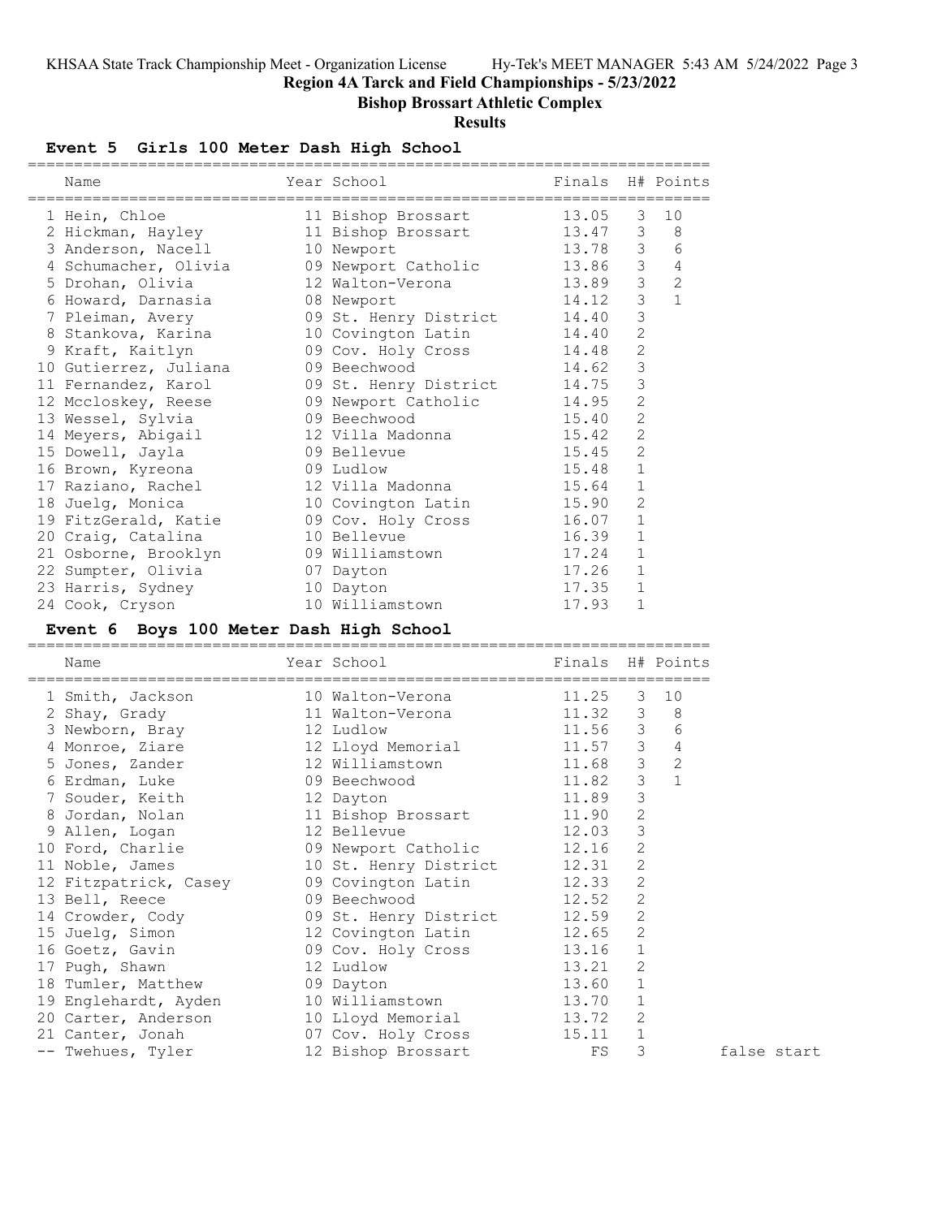## Region 4A Tarck and Field Championships - 5/23/2022

### Bishop Brossart Athletic Complex

### Results

#### Event 5 Girls 100 Meter Dash High School

| | Name | Year | School | Finals | H# | Points |
|---|---|---|---|---|---|---|
| 1 | Hein, Chloe | 11 | Bishop Brossart | 13.05 | 3 | 10 |
| 2 | Hickman, Hayley | 11 | Bishop Brossart | 13.47 | 3 | 8 |
| 3 | Anderson, Nacell | 10 | Newport | 13.78 | 3 | 6 |
| 4 | Schumacher, Olivia | 09 | Newport Catholic | 13.86 | 3 | 4 |
| 5 | Drohan, Olivia | 12 | Walton-Verona | 13.89 | 3 | 2 |
| 6 | Howard, Darnasia | 08 | Newport | 14.12 | 3 | 1 |
| 7 | Pleiman, Avery | 09 | St. Henry District | 14.40 | 3 | |
| 8 | Stankova, Karina | 10 | Covington Latin | 14.40 | 2 | |
| 9 | Kraft, Kaitlyn | 09 | Cov. Holy Cross | 14.48 | 2 | |
| 10 | Gutierrez, Juliana | 09 | Beechwood | 14.62 | 3 | |
| 11 | Fernandez, Karol | 09 | St. Henry District | 14.75 | 3 | |
| 12 | Mccloskey, Reese | 09 | Newport Catholic | 14.95 | 2 | |
| 13 | Wessel, Sylvia | 09 | Beechwood | 15.40 | 2 | |
| 14 | Meyers, Abigail | 12 | Villa Madonna | 15.42 | 2 | |
| 15 | Dowell, Jayla | 09 | Bellevue | 15.45 | 2 | |
| 16 | Brown, Kyreona | 09 | Ludlow | 15.48 | 1 | |
| 17 | Raziano, Rachel | 12 | Villa Madonna | 15.64 | 1 | |
| 18 | Juelg, Monica | 10 | Covington Latin | 15.90 | 2 | |
| 19 | FitzGerald, Katie | 09 | Cov. Holy Cross | 16.07 | 1 | |
| 20 | Craig, Catalina | 10 | Bellevue | 16.39 | 1 | |
| 21 | Osborne, Brooklyn | 09 | Williamstown | 17.24 | 1 | |
| 22 | Sumpter, Olivia | 07 | Dayton | 17.26 | 1 | |
| 23 | Harris, Sydney | 10 | Dayton | 17.35 | 1 | |
| 24 | Cook, Cryson | 10 | Williamstown | 17.93 | 1 | |

#### Event 6 Boys 100 Meter Dash High School

| | Name | Year | School | Finals | H# | Points | |
|---|---|---|---|---|---|---|---|
| 1 | Smith, Jackson | 10 | Walton-Verona | 11.25 | 3 | 10 | |
| 2 | Shay, Grady | 11 | Walton-Verona | 11.32 | 3 | 8 | |
| 3 | Newborn, Bray | 12 | Ludlow | 11.56 | 3 | 6 | |
| 4 | Monroe, Ziare | 12 | Lloyd Memorial | 11.57 | 3 | 4 | |
| 5 | Jones, Zander | 12 | Williamstown | 11.68 | 3 | 2 | |
| 6 | Erdman, Luke | 09 | Beechwood | 11.82 | 3 | 1 | |
| 7 | Souder, Keith | 12 | Dayton | 11.89 | 3 | | |
| 8 | Jordan, Nolan | 11 | Bishop Brossart | 11.90 | 2 | | |
| 9 | Allen, Logan | 12 | Bellevue | 12.03 | 3 | | |
| 10 | Ford, Charlie | 09 | Newport Catholic | 12.16 | 2 | | |
| 11 | Noble, James | 10 | St. Henry District | 12.31 | 2 | | |
| 12 | Fitzpatrick, Casey | 09 | Covington Latin | 12.33 | 2 | | |
| 13 | Bell, Reece | 09 | Beechwood | 12.52 | 2 | | |
| 14 | Crowder, Cody | 09 | St. Henry District | 12.59 | 2 | | |
| 15 | Juelg, Simon | 12 | Covington Latin | 12.65 | 2 | | |
| 16 | Goetz, Gavin | 09 | Cov. Holy Cross | 13.16 | 1 | | |
| 17 | Pugh, Shawn | 12 | Ludlow | 13.21 | 2 | | |
| 18 | Tumler, Matthew | 09 | Dayton | 13.60 | 1 | | |
| 19 | Englehardt, Ayden | 10 | Williamstown | 13.70 | 1 | | |
| 20 | Carter, Anderson | 10 | Lloyd Memorial | 13.72 | 2 | | |
| 21 | Canter, Jonah | 07 | Cov. Holy Cross | 15.11 | 1 | | |
| -- | Twehues, Tyler | 12 | Bishop Brossart | FS | 3 | | false start |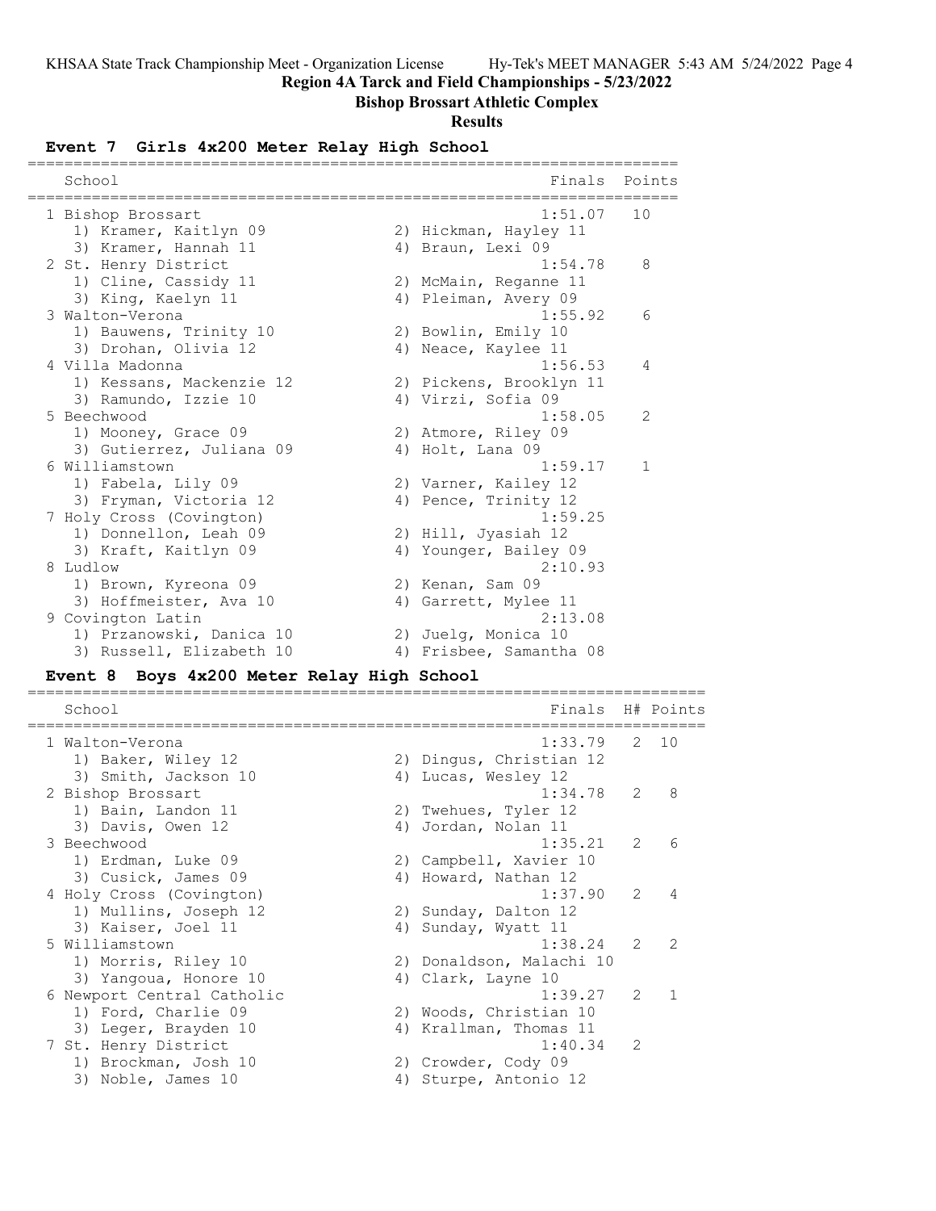## Region 4A Tarck and Field Championships - 5/23/2022

### Bishop Brossart Athletic Complex

### Results

#### Event 7 Girls 4x200 Meter Relay High School

| Place | School | Finals | Points |
|---|---|---|---|
| 1 | Bishop Brossart | 1:51.07 | 10 |
| | 1) Kramer, Kaitlyn 09; 2) Hickman, Hayley 11; 3) Kramer, Hannah 11; 4) Braun, Lexi 09 | | |
| 2 | St. Henry District | 1:54.78 | 8 |
| | 1) Cline, Cassidy 11; 2) McMain, Reganne 11; 3) King, Kaelyn 11; 4) Pleiman, Avery 09 | | |
| 3 | Walton-Verona | 1:55.92 | 6 |
| | 1) Bauwens, Trinity 10; 2) Bowlin, Emily 10; 3) Drohan, Olivia 12; 4) Neace, Kaylee 11 | | |
| 4 | Villa Madonna | 1:56.53 | 4 |
| | 1) Kessans, Mackenzie 12; 2) Pickens, Brooklyn 11; 3) Ramundo, Izzie 10; 4) Virzi, Sofia 09 | | |
| 5 | Beechwood | 1:58.05 | 2 |
| | 1) Mooney, Grace 09; 2) Atmore, Riley 09; 3) Gutierrez, Juliana 09; 4) Holt, Lana 09 | | |
| 6 | Williamstown | 1:59.17 | 1 |
| | 1) Fabela, Lily 09; 2) Varner, Kailey 12; 3) Fryman, Victoria 12; 4) Pence, Trinity 12 | | |
| 7 | Holy Cross (Covington) | 1:59.25 | |
| | 1) Donnellon, Leah 09; 2) Hill, Jyasiah 12; 3) Kraft, Kaitlyn 09; 4) Younger, Bailey 09 | | |
| 8 | Ludlow | 2:10.93 | |
| | 1) Brown, Kyreona 09; 2) Kenan, Sam 09; 3) Hoffmeister, Ava 10; 4) Garrett, Mylee 11 | | |
| 9 | Covington Latin | 2:13.08 | |
| | 1) Przanowski, Danica 10; 2) Juelg, Monica 10; 3) Russell, Elizabeth 10; 4) Frisbee, Samantha 08 | | |

#### Event 8 Boys 4x200 Meter Relay High School

| Place | School | Finals | H# | Points |
|---|---|---|---|---|
| 1 | Walton-Verona | 1:33.79 | 2 | 10 |
| | 1) Baker, Wiley 12; 2) Dingus, Christian 12; 3) Smith, Jackson 10; 4) Lucas, Wesley 12 | | | |
| 2 | Bishop Brossart | 1:34.78 | 2 | 8 |
| | 1) Bain, Landon 11; 2) Twehues, Tyler 12; 3) Davis, Owen 12; 4) Jordan, Nolan 11 | | | |
| 3 | Beechwood | 1:35.21 | 2 | 6 |
| | 1) Erdman, Luke 09; 2) Campbell, Xavier 10; 3) Cusick, James 09; 4) Howard, Nathan 12 | | | |
| 4 | Holy Cross (Covington) | 1:37.90 | 2 | 4 |
| | 1) Mullins, Joseph 12; 2) Sunday, Dalton 12; 3) Kaiser, Joel 11; 4) Sunday, Wyatt 11 | | | |
| 5 | Williamstown | 1:38.24 | 2 | 2 |
| | 1) Morris, Riley 10; 2) Donaldson, Malachi 10; 3) Yangoua, Honore 10; 4) Clark, Layne 10 | | | |
| 6 | Newport Central Catholic | 1:39.27 | 2 | 1 |
| | 1) Ford, Charlie 09; 2) Woods, Christian 10; 3) Leger, Brayden 10; 4) Krallman, Thomas 11 | | | |
| 7 | St. Henry District | 1:40.34 | 2 | |
| | 1) Brockman, Josh 10; 2) Crowder, Cody 09; 3) Noble, James 10; 4) Sturpe, Antonio 12 | | | |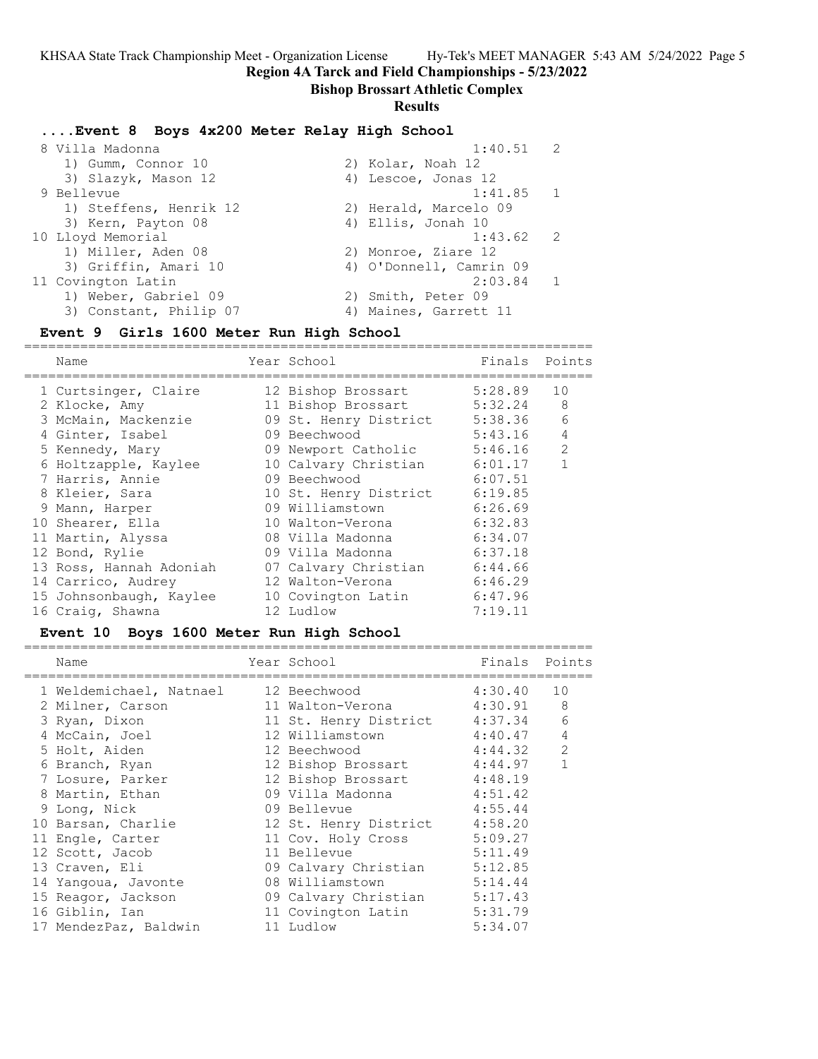# Region 4A Tarck and Field Championships - 5/23/2022

## Bishop Brossart Athletic Complex

## Results

### ....Event 8 Boys 4x200 Meter Relay High School

| Place | School | Finals | Points |
|---|---|---|---|
| 8 | Villa Madonna | 1:40.51 | 2 |
| | 1) Gumm, Connor 10; 2) Kolar, Noah 12; 3) Slazyk, Mason 12; 4) Lescoe, Jonas 12 | | |
| 9 | Bellevue | 1:41.85 | 1 |
| | 1) Steffens, Henrik 12; 2) Herald, Marcelo 09; 3) Kern, Payton 08; 4) Ellis, Jonah 10 | | |
| 10 | Lloyd Memorial | 1:43.62 | 2 |
| | 1) Miller, Aden 08; 2) Monroe, Ziare 12; 3) Griffin, Amari 10; 4) O'Donnell, Camrin 09 | | |
| 11 | Covington Latin | 2:03.84 | 1 |
| | 1) Weber, Gabriel 09; 2) Smith, Peter 09; 3) Constant, Philip 07; 4) Maines, Garrett 11 | | |

### Event 9 Girls 1600 Meter Run High School

| Place | Name | Year | School | Finals | Points |
|---|---|---|---|---|---|
| 1 | Curtsinger, Claire | 12 | Bishop Brossart | 5:28.89 | 10 |
| 2 | Klocke, Amy | 11 | Bishop Brossart | 5:32.24 | 8 |
| 3 | McMain, Mackenzie | 09 | St. Henry District | 5:38.36 | 6 |
| 4 | Ginter, Isabel | 09 | Beechwood | 5:43.16 | 4 |
| 5 | Kennedy, Mary | 09 | Newport Catholic | 5:46.16 | 2 |
| 6 | Holtzapple, Kaylee | 10 | Calvary Christian | 6:01.17 | 1 |
| 7 | Harris, Annie | 09 | Beechwood | 6:07.51 | |
| 8 | Kleier, Sara | 10 | St. Henry District | 6:19.85 | |
| 9 | Mann, Harper | 09 | Williamstown | 6:26.69 | |
| 10 | Shearer, Ella | 10 | Walton-Verona | 6:32.83 | |
| 11 | Martin, Alyssa | 08 | Villa Madonna | 6:34.07 | |
| 12 | Bond, Rylie | 09 | Villa Madonna | 6:37.18 | |
| 13 | Ross, Hannah Adoniah | 07 | Calvary Christian | 6:44.66 | |
| 14 | Carrico, Audrey | 12 | Walton-Verona | 6:46.29 | |
| 15 | Johnsonbaugh, Kaylee | 10 | Covington Latin | 6:47.96 | |
| 16 | Craig, Shawna | 12 | Ludlow | 7:19.11 | |

### Event 10 Boys 1600 Meter Run High School

| Place | Name | Year | School | Finals | Points |
|---|---|---|---|---|---|
| 1 | Weldemichael, Natnael | 12 | Beechwood | 4:30.40 | 10 |
| 2 | Milner, Carson | 11 | Walton-Verona | 4:30.91 | 8 |
| 3 | Ryan, Dixon | 11 | St. Henry District | 4:37.34 | 6 |
| 4 | McCain, Joel | 12 | Williamstown | 4:40.47 | 4 |
| 5 | Holt, Aiden | 12 | Beechwood | 4:44.32 | 2 |
| 6 | Branch, Ryan | 12 | Bishop Brossart | 4:44.97 | 1 |
| 7 | Losure, Parker | 12 | Bishop Brossart | 4:48.19 | |
| 8 | Martin, Ethan | 09 | Villa Madonna | 4:51.42 | |
| 9 | Long, Nick | 09 | Bellevue | 4:55.44 | |
| 10 | Barsan, Charlie | 12 | St. Henry District | 4:58.20 | |
| 11 | Engle, Carter | 11 | Cov. Holy Cross | 5:09.27 | |
| 12 | Scott, Jacob | 11 | Bellevue | 5:11.49 | |
| 13 | Craven, Eli | 09 | Calvary Christian | 5:12.85 | |
| 14 | Yangoua, Javonte | 08 | Williamstown | 5:14.44 | |
| 15 | Reagor, Jackson | 09 | Calvary Christian | 5:17.43 | |
| 16 | Giblin, Ian | 11 | Covington Latin | 5:31.79 | |
| 17 | MendezPaz, Baldwin | 11 | Ludlow | 5:34.07 | |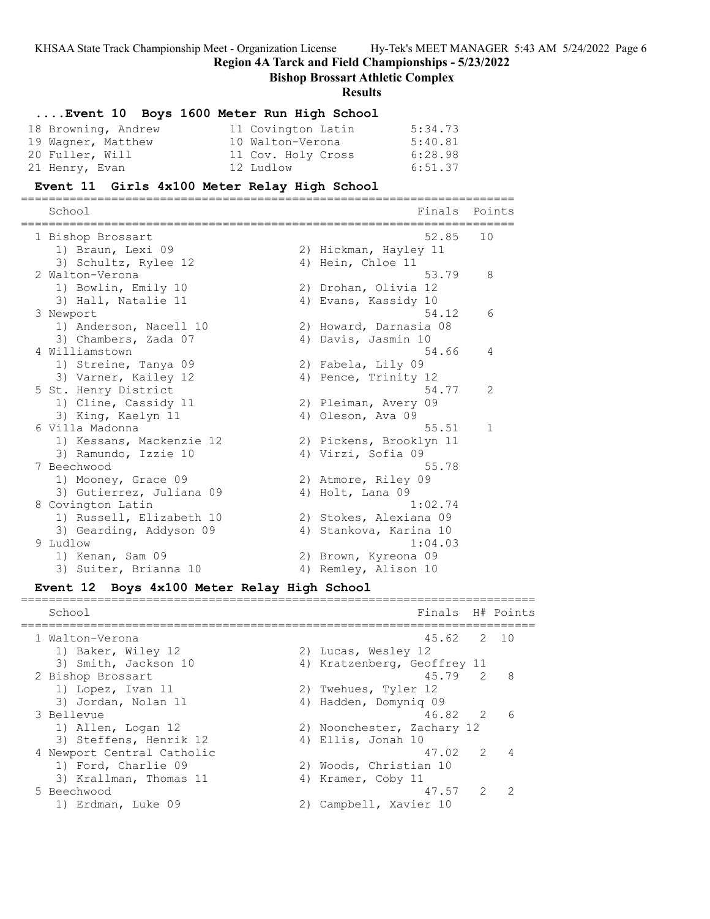## Region 4A Tarck and Field Championships - 5/23/2022

**Bishop Brossart Athletic Complex**

**Results**

### ....Event 10 Boys 1600 Meter Run High School

| Place | Name | Year | School | Finals |
|---|---|---|---|---|
| 18 | Browning, Andrew | 11 | Covington Latin | 5:34.73 |
| 19 | Wagner, Matthew | 10 | Walton-Verona | 5:40.81 |
| 20 | Fuller, Will | 11 | Cov. Holy Cross | 6:28.98 |
| 21 | Henry, Evan | 12 | Ludlow | 6:51.37 |

### Event 11 Girls 4x100 Meter Relay High School

| Place | School | Finals | Points | Runners |
|---|---|---|---|---|
| 1 | Bishop Brossart | 52.85 | 10 | 1) Braun, Lexi 09; 2) Hickman, Hayley 11; 3) Schultz, Rylee 12; 4) Hein, Chloe 11 |
| 2 | Walton-Verona | 53.79 | 8 | 1) Bowlin, Emily 10; 2) Drohan, Olivia 12; 3) Hall, Natalie 11; 4) Evans, Kassidy 10 |
| 3 | Newport | 54.12 | 6 | 1) Anderson, Nacell 10; 2) Howard, Darnasia 08; 3) Chambers, Zada 07; 4) Davis, Jasmin 10 |
| 4 | Williamstown | 54.66 | 4 | 1) Streine, Tanya 09; 2) Fabela, Lily 09; 3) Varner, Kailey 12; 4) Pence, Trinity 12 |
| 5 | St. Henry District | 54.77 | 2 | 1) Cline, Cassidy 11; 2) Pleiman, Avery 09; 3) King, Kaelyn 11; 4) Oleson, Ava 09 |
| 6 | Villa Madonna | 55.51 | 1 | 1) Kessans, Mackenzie 12; 2) Pickens, Brooklyn 11; 3) Ramundo, Izzie 10; 4) Virzi, Sofia 09 |
| 7 | Beechwood | 55.78 | | 1) Mooney, Grace 09; 2) Atmore, Riley 09; 3) Gutierrez, Juliana 09; 4) Holt, Lana 09 |
| 8 | Covington Latin | 1:02.74 | | 1) Russell, Elizabeth 10; 2) Stokes, Alexiana 09; 3) Gearding, Addyson 09; 4) Stankova, Karina 10 |
| 9 | Ludlow | 1:04.03 | | 1) Kenan, Sam 09; 2) Brown, Kyreona 09; 3) Suiter, Brianna 10; 4) Remley, Alison 10 |

### Event 12 Boys 4x100 Meter Relay High School

| Place | School | Finals | H# | Points | Runners |
|---|---|---|---|---|---|
| 1 | Walton-Verona | 45.62 | 2 | 10 | 1) Baker, Wiley 12; 2) Lucas, Wesley 12; 3) Smith, Jackson 10; 4) Kratzenberg, Geoffrey 11 |
| 2 | Bishop Brossart | 45.79 | 2 | 8 | 1) Lopez, Ivan 11; 2) Twehues, Tyler 12; 3) Jordan, Nolan 11; 4) Hadden, Domyniq 09 |
| 3 | Bellevue | 46.82 | 2 | 6 | 1) Allen, Logan 12; 2) Noonchester, Zachary 12; 3) Steffens, Henrik 12; 4) Ellis, Jonah 10 |
| 4 | Newport Central Catholic | 47.02 | 2 | 4 | 1) Ford, Charlie 09; 2) Woods, Christian 10; 3) Krallman, Thomas 11; 4) Kramer, Coby 11 |
| 5 | Beechwood | 47.57 | 2 | 2 | 1) Erdman, Luke 09; 2) Campbell, Xavier 10 |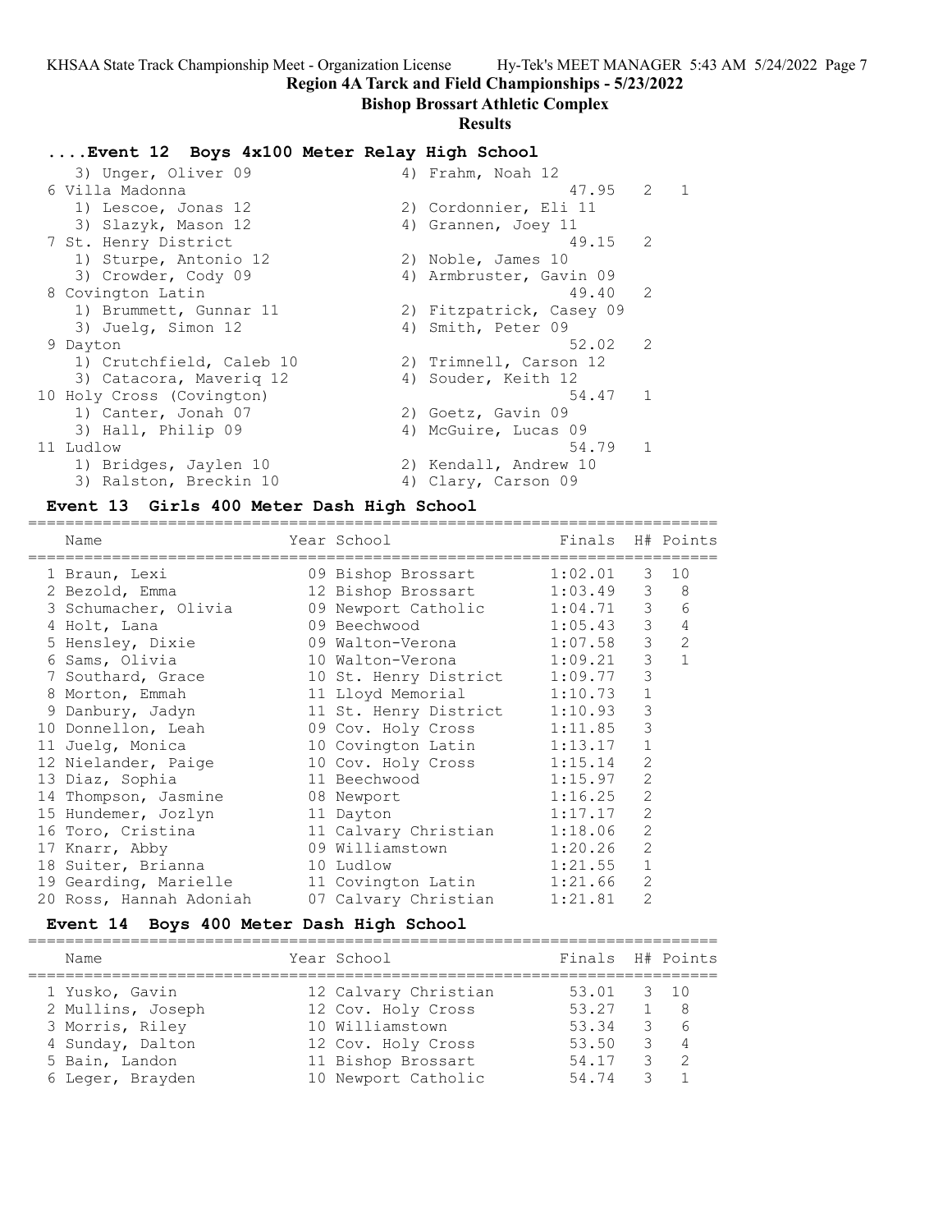Region 4A Tarck and Field Championships - 5/23/2022

Bishop Brossart Athletic Complex

Results

### ....Event 12 Boys 4x100 Meter Relay High School

| | | Finals | H# | Points |
|---|---|---|---|---|
| 3) Unger, Oliver 09 | 4) Frahm, Noah 12 | | | |
| 6 Villa Madonna | | 47.95 | 2 | 1 |
| 1) Lescoe, Jonas 12 | 2) Cordonnier, Eli 11 | | | |
| 3) Slazyk, Mason 12 | 4) Grannen, Joey 11 | | | |
| 7 St. Henry District | | 49.15 | 2 | |
| 1) Sturpe, Antonio 12 | 2) Noble, James 10 | | | |
| 3) Crowder, Cody 09 | 4) Armbruster, Gavin 09 | | | |
| 8 Covington Latin | | 49.40 | 2 | |
| 1) Brummett, Gunnar 11 | 2) Fitzpatrick, Casey 09 | | | |
| 3) Juelg, Simon 12 | 4) Smith, Peter 09 | | | |
| 9 Dayton | | 52.02 | 2 | |
| 1) Crutchfield, Caleb 10 | 2) Trimnell, Carson 12 | | | |
| 3) Catacora, Maveriq 12 | 4) Souder, Keith 12 | | | |
| 10 Holy Cross (Covington) | | 54.47 | 1 | |
| 1) Canter, Jonah 07 | 2) Goetz, Gavin 09 | | | |
| 3) Hall, Philip 09 | 4) McGuire, Lucas 09 | | | |
| 11 Ludlow | | 54.79 | 1 | |
| 1) Bridges, Jaylen 10 | 2) Kendall, Andrew 10 | | | |
| 3) Ralston, Breckin 10 | 4) Clary, Carson 09 | | | |

### Event 13 Girls 400 Meter Dash High School

| Name | Year | School | Finals | H# | Points |
|---|---|---|---|---|---|
| 1 Braun, Lexi | 09 | Bishop Brossart | 1:02.01 | 3 | 10 |
| 2 Bezold, Emma | 12 | Bishop Brossart | 1:03.49 | 3 | 8 |
| 3 Schumacher, Olivia | 09 | Newport Catholic | 1:04.71 | 3 | 6 |
| 4 Holt, Lana | 09 | Beechwood | 1:05.43 | 3 | 4 |
| 5 Hensley, Dixie | 09 | Walton-Verona | 1:07.58 | 3 | 2 |
| 6 Sams, Olivia | 10 | Walton-Verona | 1:09.21 | 3 | 1 |
| 7 Southard, Grace | 10 | St. Henry District | 1:09.77 | 3 | |
| 8 Morton, Emmah | 11 | Lloyd Memorial | 1:10.73 | 1 | |
| 9 Danbury, Jadyn | 11 | St. Henry District | 1:10.93 | 3 | |
| 10 Donnellon, Leah | 09 | Cov. Holy Cross | 1:11.85 | 3 | |
| 11 Juelg, Monica | 10 | Covington Latin | 1:13.17 | 1 | |
| 12 Nielander, Paige | 10 | Cov. Holy Cross | 1:15.14 | 2 | |
| 13 Diaz, Sophia | 11 | Beechwood | 1:15.97 | 2 | |
| 14 Thompson, Jasmine | 08 | Newport | 1:16.25 | 2 | |
| 15 Hundemer, Jozlyn | 11 | Dayton | 1:17.17 | 2 | |
| 16 Toro, Cristina | 11 | Calvary Christian | 1:18.06 | 2 | |
| 17 Knarr, Abby | 09 | Williamstown | 1:20.26 | 2 | |
| 18 Suiter, Brianna | 10 | Ludlow | 1:21.55 | 1 | |
| 19 Gearding, Marielle | 11 | Covington Latin | 1:21.66 | 2 | |
| 20 Ross, Hannah Adoniah | 07 | Calvary Christian | 1:21.81 | 2 | |

### Event 14 Boys 400 Meter Dash High School

| Name | Year | School | Finals | H# | Points |
|---|---|---|---|---|---|
| 1 Yusko, Gavin | 12 | Calvary Christian | 53.01 | 3 | 10 |
| 2 Mullins, Joseph | 12 | Cov. Holy Cross | 53.27 | 1 | 8 |
| 3 Morris, Riley | 10 | Williamstown | 53.34 | 3 | 6 |
| 4 Sunday, Dalton | 12 | Cov. Holy Cross | 53.50 | 3 | 4 |
| 5 Bain, Landon | 11 | Bishop Brossart | 54.17 | 3 | 2 |
| 6 Leger, Brayden | 10 | Newport Catholic | 54.74 | 3 | 1 |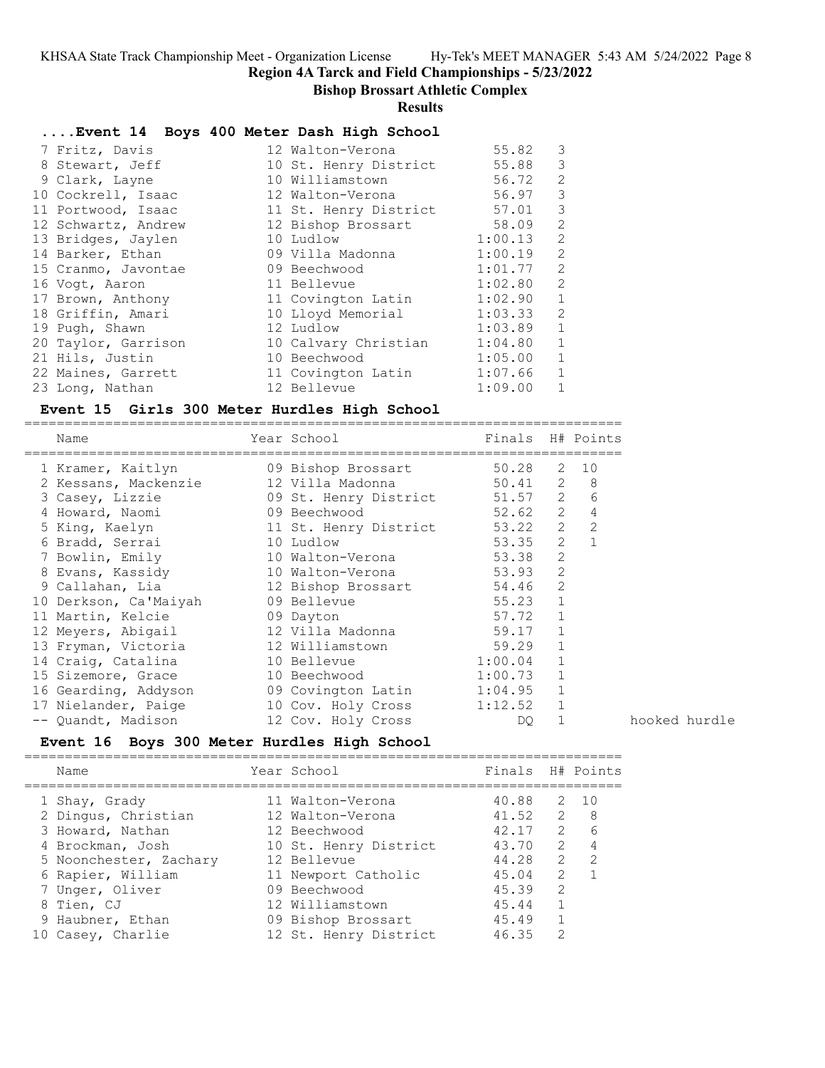## Region 4A Tarck and Field Championships - 5/23/2022

### Bishop Brossart Athletic Complex

### Results

#### ....Event 14 Boys 400 Meter Dash High School

| Place | Name | Year | School | Finals | H# |
|---|---|---|---|---|---|
| 7 | Fritz, Davis | 12 | Walton-Verona | 55.82 | 3 |
| 8 | Stewart, Jeff | 10 | St. Henry District | 55.88 | 3 |
| 9 | Clark, Layne | 10 | Williamstown | 56.72 | 2 |
| 10 | Cockrell, Isaac | 12 | Walton-Verona | 56.97 | 3 |
| 11 | Portwood, Isaac | 11 | St. Henry District | 57.01 | 3 |
| 12 | Schwartz, Andrew | 12 | Bishop Brossart | 58.09 | 2 |
| 13 | Bridges, Jaylen | 10 | Ludlow | 1:00.13 | 2 |
| 14 | Barker, Ethan | 09 | Villa Madonna | 1:00.19 | 2 |
| 15 | Cranmo, Javontae | 09 | Beechwood | 1:01.77 | 2 |
| 16 | Vogt, Aaron | 11 | Bellevue | 1:02.80 | 2 |
| 17 | Brown, Anthony | 11 | Covington Latin | 1:02.90 | 1 |
| 18 | Griffin, Amari | 10 | Lloyd Memorial | 1:03.33 | 2 |
| 19 | Pugh, Shawn | 12 | Ludlow | 1:03.89 | 1 |
| 20 | Taylor, Garrison | 10 | Calvary Christian | 1:04.80 | 1 |
| 21 | Hils, Justin | 10 | Beechwood | 1:05.00 | 1 |
| 22 | Maines, Garrett | 11 | Covington Latin | 1:07.66 | 1 |
| 23 | Long, Nathan | 12 | Bellevue | 1:09.00 | 1 |

#### Event 15 Girls 300 Meter Hurdles High School

| Place | Name | Year | School | Finals | H# | Points | |
|---|---|---|---|---|---|---|---|
| 1 | Kramer, Kaitlyn | 09 | Bishop Brossart | 50.28 | 2 | 10 | |
| 2 | Kessans, Mackenzie | 12 | Villa Madonna | 50.41 | 2 | 8 | |
| 3 | Casey, Lizzie | 09 | St. Henry District | 51.57 | 2 | 6 | |
| 4 | Howard, Naomi | 09 | Beechwood | 52.62 | 2 | 4 | |
| 5 | King, Kaelyn | 11 | St. Henry District | 53.22 | 2 | 2 | |
| 6 | Bradd, Serrai | 10 | Ludlow | 53.35 | 2 | 1 | |
| 7 | Bowlin, Emily | 10 | Walton-Verona | 53.38 | 2 | | |
| 8 | Evans, Kassidy | 10 | Walton-Verona | 53.93 | 2 | | |
| 9 | Callahan, Lia | 12 | Bishop Brossart | 54.46 | 2 | | |
| 10 | Derkson, Ca'Maiyah | 09 | Bellevue | 55.23 | 1 | | |
| 11 | Martin, Kelcie | 09 | Dayton | 57.72 | 1 | | |
| 12 | Meyers, Abigail | 12 | Villa Madonna | 59.17 | 1 | | |
| 13 | Fryman, Victoria | 12 | Williamstown | 59.29 | 1 | | |
| 14 | Craig, Catalina | 10 | Bellevue | 1:00.04 | 1 | | |
| 15 | Sizemore, Grace | 10 | Beechwood | 1:00.73 | 1 | | |
| 16 | Gearding, Addyson | 09 | Covington Latin | 1:04.95 | 1 | | |
| 17 | Nielander, Paige | 10 | Cov. Holy Cross | 1:12.52 | 1 | | |
| -- | Quandt, Madison | 12 | Cov. Holy Cross | DQ | 1 | | hooked hurdle |

#### Event 16 Boys 300 Meter Hurdles High School

| Place | Name | Year | School | Finals | H# | Points |
|---|---|---|---|---|---|---|
| 1 | Shay, Grady | 11 | Walton-Verona | 40.88 | 2 | 10 |
| 2 | Dingus, Christian | 12 | Walton-Verona | 41.52 | 2 | 8 |
| 3 | Howard, Nathan | 12 | Beechwood | 42.17 | 2 | 6 |
| 4 | Brockman, Josh | 10 | St. Henry District | 43.70 | 2 | 4 |
| 5 | Noonchester, Zachary | 12 | Bellevue | 44.28 | 2 | 2 |
| 6 | Rapier, William | 11 | Newport Catholic | 45.04 | 2 | 1 |
| 7 | Unger, Oliver | 09 | Beechwood | 45.39 | 2 | |
| 8 | Tien, CJ | 12 | Williamstown | 45.44 | 1 | |
| 9 | Haubner, Ethan | 09 | Bishop Brossart | 45.49 | 1 | |
| 10 | Casey, Charlie | 12 | St. Henry District | 46.35 | 2 | |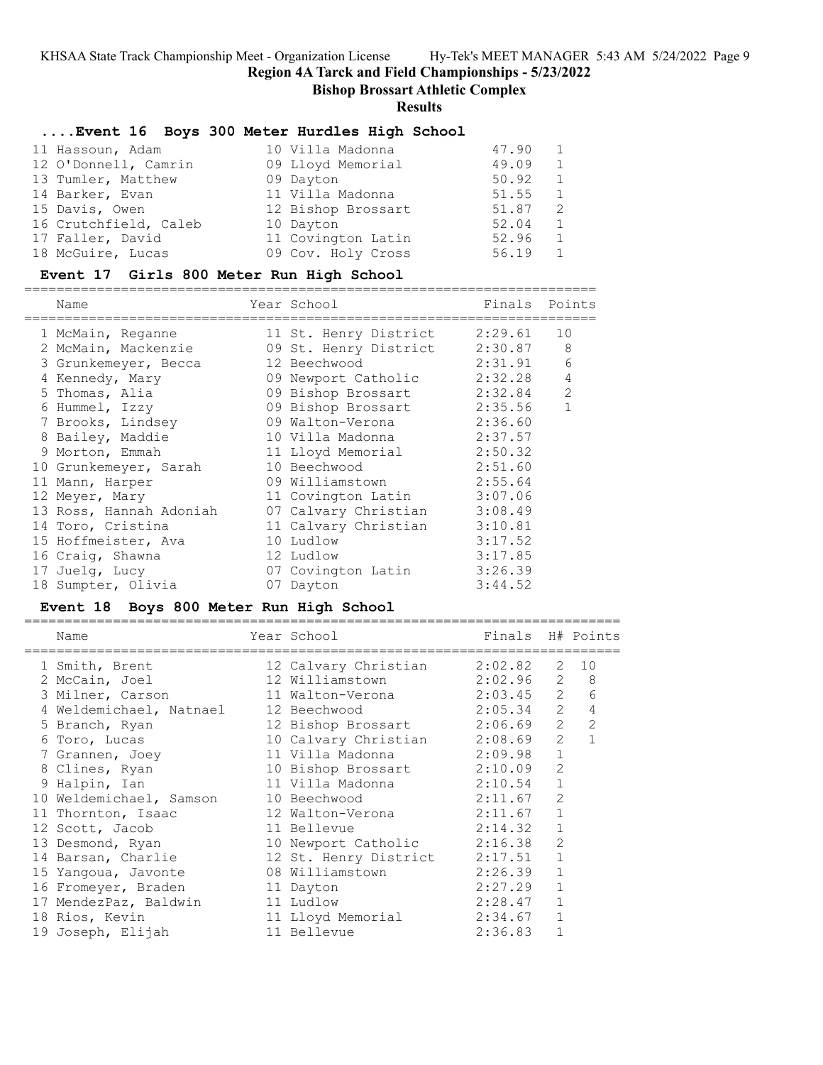## Region 4A Tarck and Field Championships - 5/23/2022

### Bishop Brossart Athletic Complex

### Results

### ....Event 16 Boys 300 Meter Hurdles High School

| Place | Name | Year | School | Finals | H# |
|---|---|---|---|---|---|
| 11 | Hassoun, Adam | 10 | Villa Madonna | 47.90 | 1 |
| 12 | O'Donnell, Camrin | 09 | Lloyd Memorial | 49.09 | 1 |
| 13 | Tumler, Matthew | 09 | Dayton | 50.92 | 1 |
| 14 | Barker, Evan | 11 | Villa Madonna | 51.55 | 1 |
| 15 | Davis, Owen | 12 | Bishop Brossart | 51.87 | 2 |
| 16 | Crutchfield, Caleb | 10 | Dayton | 52.04 | 1 |
| 17 | Faller, David | 11 | Covington Latin | 52.96 | 1 |
| 18 | McGuire, Lucas | 09 | Cov. Holy Cross | 56.19 | 1 |

### Event 17 Girls 800 Meter Run High School

| Place | Name | Year | School | Finals | Points |
|---|---|---|---|---|---|
| 1 | McMain, Reganne | 11 | St. Henry District | 2:29.61 | 10 |
| 2 | McMain, Mackenzie | 09 | St. Henry District | 2:30.87 | 8 |
| 3 | Grunkemeyer, Becca | 12 | Beechwood | 2:31.91 | 6 |
| 4 | Kennedy, Mary | 09 | Newport Catholic | 2:32.28 | 4 |
| 5 | Thomas, Alia | 09 | Bishop Brossart | 2:32.84 | 2 |
| 6 | Hummel, Izzy | 09 | Bishop Brossart | 2:35.56 | 1 |
| 7 | Brooks, Lindsey | 09 | Walton-Verona | 2:36.60 | |
| 8 | Bailey, Maddie | 10 | Villa Madonna | 2:37.57 | |
| 9 | Morton, Emmah | 11 | Lloyd Memorial | 2:50.32 | |
| 10 | Grunkemeyer, Sarah | 10 | Beechwood | 2:51.60 | |
| 11 | Mann, Harper | 09 | Williamstown | 2:55.64 | |
| 12 | Meyer, Mary | 11 | Covington Latin | 3:07.06 | |
| 13 | Ross, Hannah Adoniah | 07 | Calvary Christian | 3:08.49 | |
| 14 | Toro, Cristina | 11 | Calvary Christian | 3:10.81 | |
| 15 | Hoffmeister, Ava | 10 | Ludlow | 3:17.52 | |
| 16 | Craig, Shawna | 12 | Ludlow | 3:17.85 | |
| 17 | Juelg, Lucy | 07 | Covington Latin | 3:26.39 | |
| 18 | Sumpter, Olivia | 07 | Dayton | 3:44.52 | |

### Event 18 Boys 800 Meter Run High School

| Place | Name | Year | School | Finals | H# | Points |
|---|---|---|---|---|---|---|
| 1 | Smith, Brent | 12 | Calvary Christian | 2:02.82 | 2 | 10 |
| 2 | McCain, Joel | 12 | Williamstown | 2:02.96 | 2 | 8 |
| 3 | Milner, Carson | 11 | Walton-Verona | 2:03.45 | 2 | 6 |
| 4 | Weldemichael, Natnael | 12 | Beechwood | 2:05.34 | 2 | 4 |
| 5 | Branch, Ryan | 12 | Bishop Brossart | 2:06.69 | 2 | 2 |
| 6 | Toro, Lucas | 10 | Calvary Christian | 2:08.69 | 2 | 1 |
| 7 | Grannen, Joey | 11 | Villa Madonna | 2:09.98 | 1 | |
| 8 | Clines, Ryan | 10 | Bishop Brossart | 2:10.09 | 2 | |
| 9 | Halpin, Ian | 11 | Villa Madonna | 2:10.54 | 1 | |
| 10 | Weldemichael, Samson | 10 | Beechwood | 2:11.67 | 2 | |
| 11 | Thornton, Isaac | 12 | Walton-Verona | 2:11.67 | 1 | |
| 12 | Scott, Jacob | 11 | Bellevue | 2:14.32 | 1 | |
| 13 | Desmond, Ryan | 10 | Newport Catholic | 2:16.38 | 2 | |
| 14 | Barsan, Charlie | 12 | St. Henry District | 2:17.51 | 1 | |
| 15 | Yangoua, Javonte | 08 | Williamstown | 2:26.39 | 1 | |
| 16 | Fromeyer, Braden | 11 | Dayton | 2:27.29 | 1 | |
| 17 | MendezPaz, Baldwin | 11 | Ludlow | 2:28.47 | 1 | |
| 18 | Rios, Kevin | 11 | Lloyd Memorial | 2:34.67 | 1 | |
| 19 | Joseph, Elijah | 11 | Bellevue | 2:36.83 | 1 | |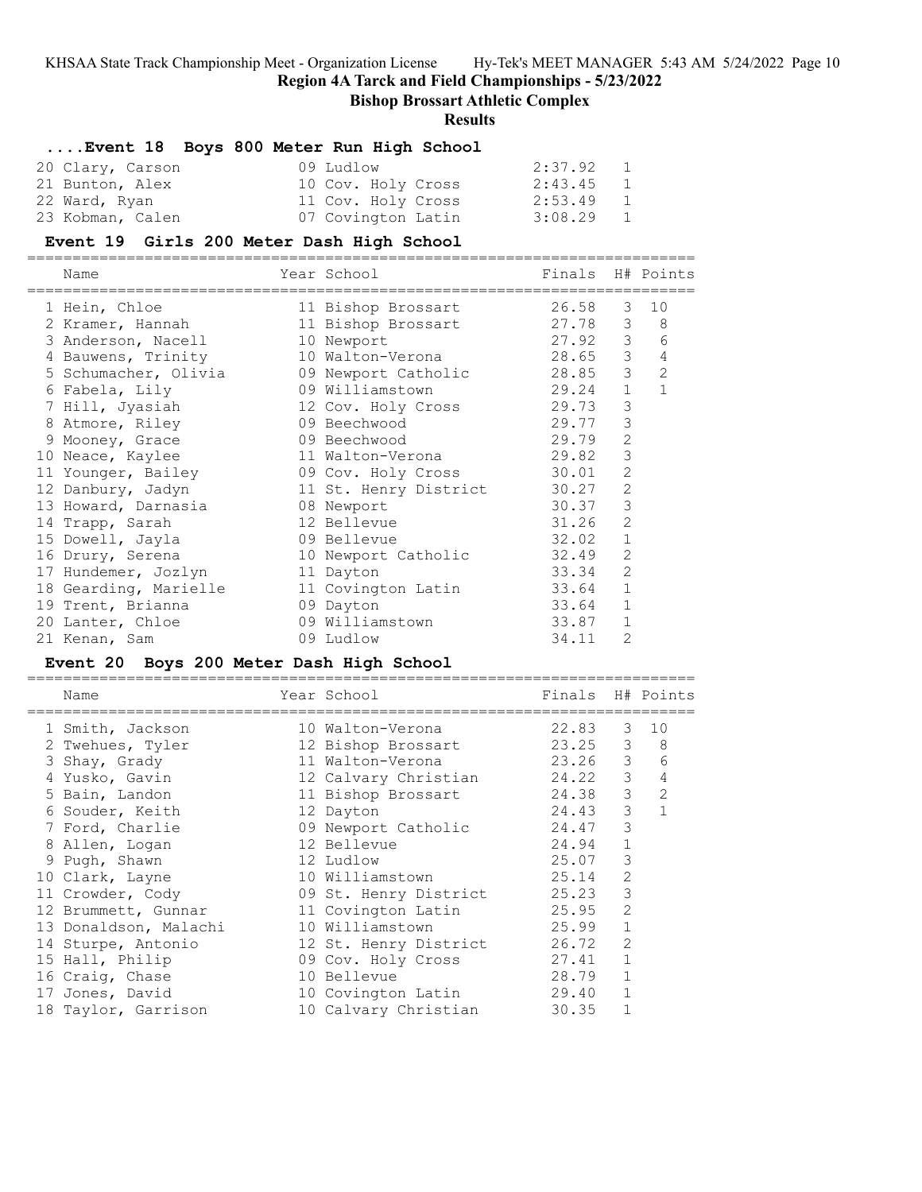## Region 4A Tarck and Field Championships - 5/23/2022

### Bishop Brossart Athletic Complex

### Results

#### ....Event 18 Boys 800 Meter Run High School

| Place | Name | Year | School | Finals | H# | Points |
|---|---|---|---|---|---|---|
| 20 | Clary, Carson | 09 | Ludlow | 2:37.92 | 1 | |
| 21 | Bunton, Alex | 10 | Cov. Holy Cross | 2:43.45 | 1 | |
| 22 | Ward, Ryan | 11 | Cov. Holy Cross | 2:53.49 | 1 | |
| 23 | Kobman, Calen | 07 | Covington Latin | 3:08.29 | 1 | |

#### Event 19 Girls 200 Meter Dash High School

| Place | Name | Year | School | Finals | H# | Points |
|---|---|---|---|---|---|---|
| 1 | Hein, Chloe | 11 | Bishop Brossart | 26.58 | 3 | 10 |
| 2 | Kramer, Hannah | 11 | Bishop Brossart | 27.78 | 3 | 8 |
| 3 | Anderson, Nacell | 10 | Newport | 27.92 | 3 | 6 |
| 4 | Bauwens, Trinity | 10 | Walton-Verona | 28.65 | 3 | 4 |
| 5 | Schumacher, Olivia | 09 | Newport Catholic | 28.85 | 3 | 2 |
| 6 | Fabela, Lily | 09 | Williamstown | 29.24 | 1 | 1 |
| 7 | Hill, Jyasiah | 12 | Cov. Holy Cross | 29.73 | 3 | |
| 8 | Atmore, Riley | 09 | Beechwood | 29.77 | 3 | |
| 9 | Mooney, Grace | 09 | Beechwood | 29.79 | 2 | |
| 10 | Neace, Kaylee | 11 | Walton-Verona | 29.82 | 3 | |
| 11 | Younger, Bailey | 09 | Cov. Holy Cross | 30.01 | 2 | |
| 12 | Danbury, Jadyn | 11 | St. Henry District | 30.27 | 2 | |
| 13 | Howard, Darnasia | 08 | Newport | 30.37 | 3 | |
| 14 | Trapp, Sarah | 12 | Bellevue | 31.26 | 2 | |
| 15 | Dowell, Jayla | 09 | Bellevue | 32.02 | 1 | |
| 16 | Drury, Serena | 10 | Newport Catholic | 32.49 | 2 | |
| 17 | Hundemer, Jozlyn | 11 | Dayton | 33.34 | 2 | |
| 18 | Gearding, Marielle | 11 | Covington Latin | 33.64 | 1 | |
| 19 | Trent, Brianna | 09 | Dayton | 33.64 | 1 | |
| 20 | Lanter, Chloe | 09 | Williamstown | 33.87 | 1 | |
| 21 | Kenan, Sam | 09 | Ludlow | 34.11 | 2 | |

#### Event 20 Boys 200 Meter Dash High School

| Place | Name | Year | School | Finals | H# | Points |
|---|---|---|---|---|---|---|
| 1 | Smith, Jackson | 10 | Walton-Verona | 22.83 | 3 | 10 |
| 2 | Twehues, Tyler | 12 | Bishop Brossart | 23.25 | 3 | 8 |
| 3 | Shay, Grady | 11 | Walton-Verona | 23.26 | 3 | 6 |
| 4 | Yusko, Gavin | 12 | Calvary Christian | 24.22 | 3 | 4 |
| 5 | Bain, Landon | 11 | Bishop Brossart | 24.38 | 3 | 2 |
| 6 | Souder, Keith | 12 | Dayton | 24.43 | 3 | 1 |
| 7 | Ford, Charlie | 09 | Newport Catholic | 24.47 | 3 | |
| 8 | Allen, Logan | 12 | Bellevue | 24.94 | 1 | |
| 9 | Pugh, Shawn | 12 | Ludlow | 25.07 | 3 | |
| 10 | Clark, Layne | 10 | Williamstown | 25.14 | 2 | |
| 11 | Crowder, Cody | 09 | St. Henry District | 25.23 | 3 | |
| 12 | Brummett, Gunnar | 11 | Covington Latin | 25.95 | 2 | |
| 13 | Donaldson, Malachi | 10 | Williamstown | 25.99 | 1 | |
| 14 | Sturpe, Antonio | 12 | St. Henry District | 26.72 | 2 | |
| 15 | Hall, Philip | 09 | Cov. Holy Cross | 27.41 | 1 | |
| 16 | Craig, Chase | 10 | Bellevue | 28.79 | 1 | |
| 17 | Jones, David | 10 | Covington Latin | 29.40 | 1 | |
| 18 | Taylor, Garrison | 10 | Calvary Christian | 30.35 | 1 | |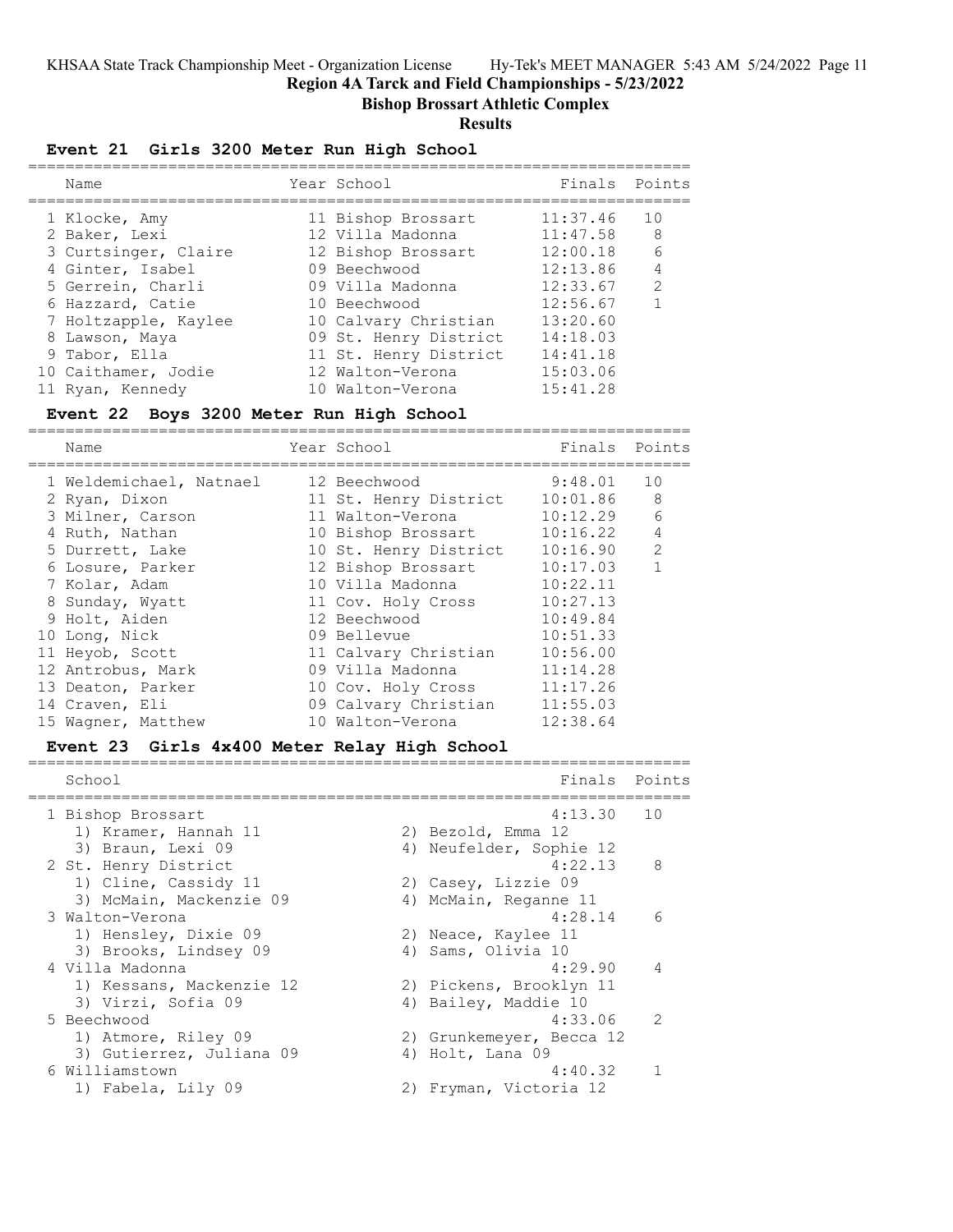## Region 4A Tarck and Field Championships - 5/23/2022

### Bishop Brossart Athletic Complex

### Results

#### Event 21 Girls 3200 Meter Run High School

| | Name | Year | School | Finals | Points |
|---|---|---|---|---|---|
| 1 | Klocke, Amy | 11 | Bishop Brossart | 11:37.46 | 10 |
| 2 | Baker, Lexi | 12 | Villa Madonna | 11:47.58 | 8 |
| 3 | Curtsinger, Claire | 12 | Bishop Brossart | 12:00.18 | 6 |
| 4 | Ginter, Isabel | 09 | Beechwood | 12:13.86 | 4 |
| 5 | Gerrein, Charli | 09 | Villa Madonna | 12:33.67 | 2 |
| 6 | Hazzard, Catie | 10 | Beechwood | 12:56.67 | 1 |
| 7 | Holtzapple, Kaylee | 10 | Calvary Christian | 13:20.60 | |
| 8 | Lawson, Maya | 09 | St. Henry District | 14:18.03 | |
| 9 | Tabor, Ella | 11 | St. Henry District | 14:41.18 | |
| 10 | Caithamer, Jodie | 12 | Walton-Verona | 15:03.06 | |
| 11 | Ryan, Kennedy | 10 | Walton-Verona | 15:41.28 | |

#### Event 22 Boys 3200 Meter Run High School

| | Name | Year | School | Finals | Points |
|---|---|---|---|---|---|
| 1 | Weldemichael, Natnael | 12 | Beechwood | 9:48.01 | 10 |
| 2 | Ryan, Dixon | 11 | St. Henry District | 10:01.86 | 8 |
| 3 | Milner, Carson | 11 | Walton-Verona | 10:12.29 | 6 |
| 4 | Ruth, Nathan | 10 | Bishop Brossart | 10:16.22 | 4 |
| 5 | Durrett, Lake | 10 | St. Henry District | 10:16.90 | 2 |
| 6 | Losure, Parker | 12 | Bishop Brossart | 10:17.03 | 1 |
| 7 | Kolar, Adam | 10 | Villa Madonna | 10:22.11 | |
| 8 | Sunday, Wyatt | 11 | Cov. Holy Cross | 10:27.13 | |
| 9 | Holt, Aiden | 12 | Beechwood | 10:49.84 | |
| 10 | Long, Nick | 09 | Bellevue | 10:51.33 | |
| 11 | Heyob, Scott | 11 | Calvary Christian | 10:56.00 | |
| 12 | Antrobus, Mark | 09 | Villa Madonna | 11:14.28 | |
| 13 | Deaton, Parker | 10 | Cov. Holy Cross | 11:17.26 | |
| 14 | Craven, Eli | 09 | Calvary Christian | 11:55.03 | |
| 15 | Wagner, Matthew | 10 | Walton-Verona | 12:38.64 | |

#### Event 23 Girls 4x400 Meter Relay High School

| | School | Finals | Points |
|---|---|---|---|
| 1 | Bishop Brossart | 4:13.30 | 10 |
| | 1) Kramer, Hannah 11; 2) Bezold, Emma 12; 3) Braun, Lexi 09; 4) Neufelder, Sophie 12 | | |
| 2 | St. Henry District | 4:22.13 | 8 |
| | 1) Cline, Cassidy 11; 2) Casey, Lizzie 09; 3) McMain, Mackenzie 09; 4) McMain, Reganne 11 | | |
| 3 | Walton-Verona | 4:28.14 | 6 |
| | 1) Hensley, Dixie 09; 2) Neace, Kaylee 11; 3) Brooks, Lindsey 09; 4) Sams, Olivia 10 | | |
| 4 | Villa Madonna | 4:29.90 | 4 |
| | 1) Kessans, Mackenzie 12; 2) Pickens, Brooklyn 11; 3) Virzi, Sofia 09; 4) Bailey, Maddie 10 | | |
| 5 | Beechwood | 4:33.06 | 2 |
| | 1) Atmore, Riley 09; 2) Grunkemeyer, Becca 12; 3) Gutierrez, Juliana 09; 4) Holt, Lana 09 | | |
| 6 | Williamstown | 4:40.32 | 1 |
| | 1) Fabela, Lily 09; 2) Fryman, Victoria 12 | | |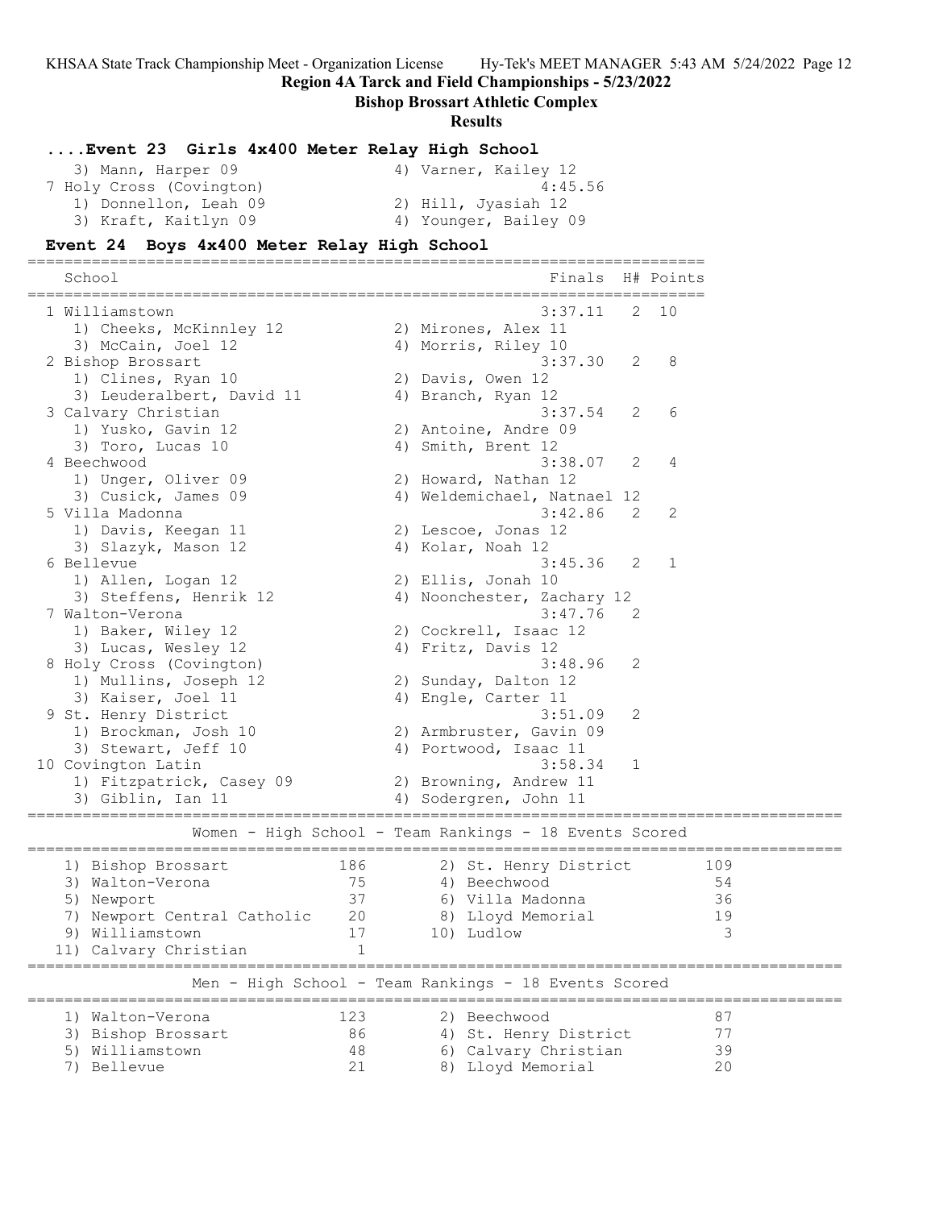**Region 4A Tarck and Field Championships - 5/23/2022**

**Bishop Brossart Athletic Complex**

**Results**

### ....Event 23 Girls 4x400 Meter Relay High School

```
   3) Mann, Harper 09               4) Varner, Kailey 12
 7 Holy Cross (Covington)                      4:45.56
   1) Donnellon, Leah 09            2) Hill, Jyasiah 12
   3) Kraft, Kaitlyn 09             4) Younger, Bailey 09
```

### Event 24 Boys 4x400 Meter Relay High School

```
========================================================================
   School                                            Finals  H# Points
========================================================================
  1 Williamstown                                     3:37.11   2  10
     1) Cheeks, McKinnley 12           2) Mirones, Alex 11
     3) McCain, Joel 12                4) Morris, Riley 10
  2 Bishop Brossart                                  3:37.30   2   8
     1) Clines, Ryan 10                2) Davis, Owen 12
     3) Leuderalbert, David 11         4) Branch, Ryan 12
  3 Calvary Christian                                3:37.54   2   6
     1) Yusko, Gavin 12                2) Antoine, Andre 09
     3) Toro, Lucas 10                 4) Smith, Brent 12
  4 Beechwood                                        3:38.07   2   4
     1) Unger, Oliver 09               2) Howard, Nathan 12
     3) Cusick, James 09               4) Weldemichael, Natnael 12
  5 Villa Madonna                                    3:42.86   2   2
     1) Davis, Keegan 11               2) Lescoe, Jonas 12
     3) Slazyk, Mason 12               4) Kolar, Noah 12
  6 Bellevue                                         3:45.36   2   1
     1) Allen, Logan 12                2) Ellis, Jonah 10
     3) Steffens, Henrik 12            4) Noonchester, Zachary 12
  7 Walton-Verona                                    3:47.76   2
     1) Baker, Wiley 12                2) Cockrell, Isaac 12
     3) Lucas, Wesley 12               4) Fritz, Davis 12
  8 Holy Cross (Covington)                           3:48.96   2
     1) Mullins, Joseph 12             2) Sunday, Dalton 12
     3) Kaiser, Joel 11                4) Engle, Carter 11
  9 St. Henry District                               3:51.09   2
     1) Brockman, Josh 10              2) Armbruster, Gavin 09
     3) Stewart, Jeff 10               4) Portwood, Isaac 11
 10 Covington Latin                                  3:58.34   1
     1) Fitzpatrick, Casey 09          2) Browning, Andrew 11
     3) Giblin, Ian 11                 4) Sodergren, John 11
```

### Women - High School - Team Rankings - 18 Events Scored

| Rank | Team | Points | Rank | Team | Points |
|---|---|---|---|---|---|
| 1) | Bishop Brossart | 186 | 2) | St. Henry District | 109 |
| 3) | Walton-Verona | 75 | 4) | Beechwood | 54 |
| 5) | Newport | 37 | 6) | Villa Madonna | 36 |
| 7) | Newport Central Catholic | 20 | 8) | Lloyd Memorial | 19 |
| 9) | Williamstown | 17 | 10) | Ludlow | 3 |
| 11) | Calvary Christian | 1 | | | |

### Men - High School - Team Rankings - 18 Events Scored

| Rank | Team | Points | Rank | Team | Points |
|---|---|---|---|---|---|
| 1) | Walton-Verona | 123 | 2) | Beechwood | 87 |
| 3) | Bishop Brossart | 86 | 4) | St. Henry District | 77 |
| 5) | Williamstown | 48 | 6) | Calvary Christian | 39 |
| 7) | Bellevue | 21 | 8) | Lloyd Memorial | 20 |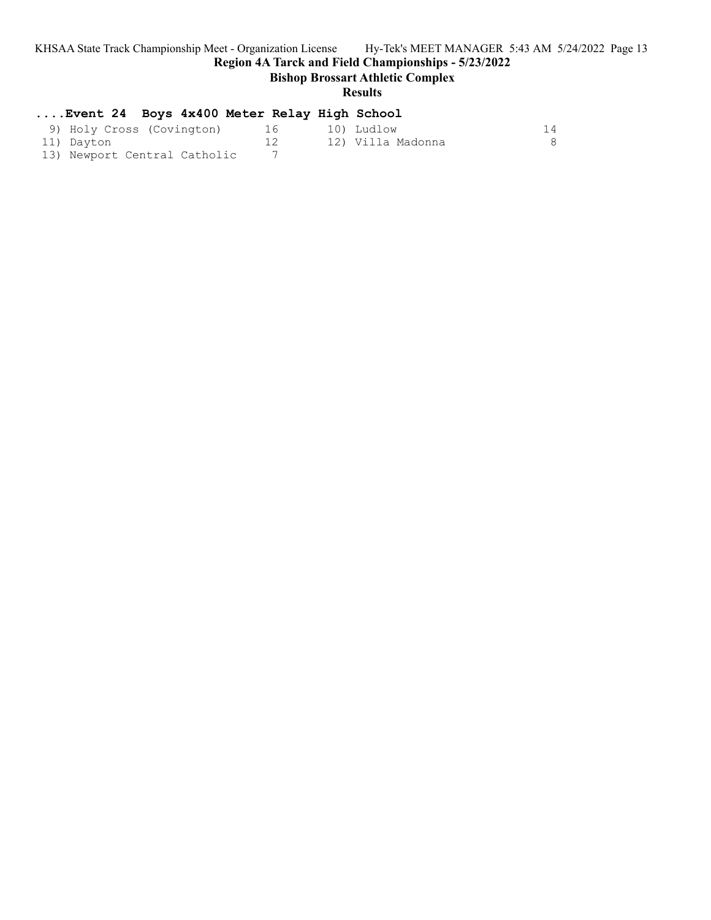#### ....Event 24 Boys 4x400 Meter Relay High School

| | | | |
|---|---|---|---|
| 9) Holy Cross (Covington) | 16 | 10) Ludlow | 14 |
| 11) Dayton | 12 | 12) Villa Madonna | 8 |
| 13) Newport Central Catholic | 7 | | |